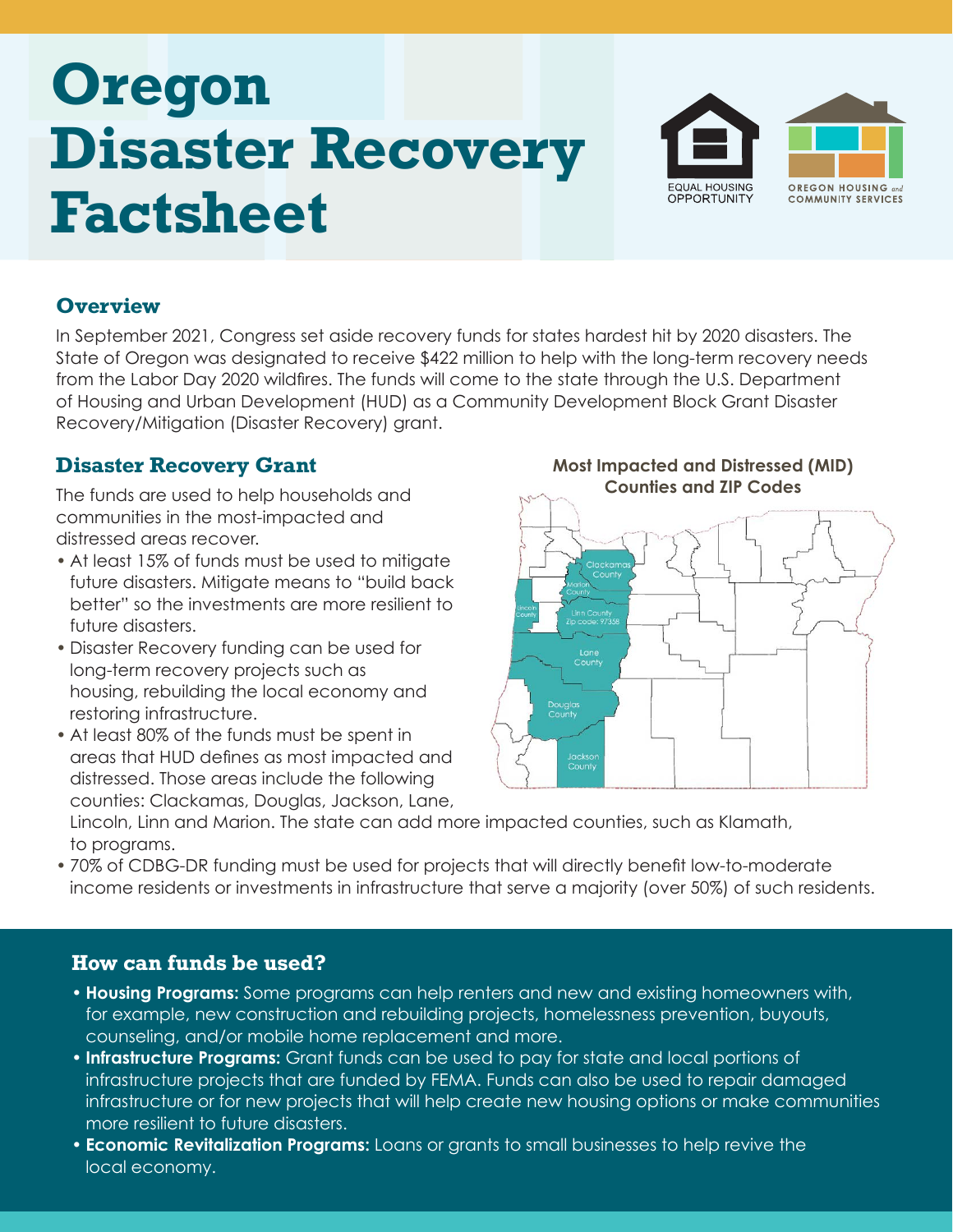# Oregon Disaster Recovery Factsheet

## Overview

In September 2021, Congress set aside recovery funds for states hardest hit by 2020 disasters. The State of Oregon was designated to receive $422 million to help with the long-term recovery needs from the Labor Day 2020 wildfires. The funds will come to the state through the U.S. Department of Housing and Urban Development (HUD) as a Community Development Block Grant Disaster Recovery/Mitigation (Disaster Recovery) grant.

## Disaster Recovery Grant

The funds are used to help households and communities in the most-impacted and distressed areas recover.

- At least 15% of funds must be used to mitigate future disasters. Mitigate means to "build back better" so the investments are more resilient to future disasters.
- Disaster Recovery funding can be used for long-term recovery projects such as housing, rebuilding the local economy and restoring infrastructure.
- At least 80% of the funds must be spent in areas that HUD defines as most impacted and distressed. Those areas include the following counties: Clackamas, Douglas, Jackson, Lane, Lincoln, Linn and Marion. The state can add more impacted counties, such as Klamath, to programs.
- 70% of CDBG-DR funding must be used for projects that will directly benefit low-to-moderate income residents or investments in infrastructure that serve a majority (over 50%) of such residents.

**Most Impacted and Distressed (MID) Counties and ZIP Codes**

Clackamas County, Marion County, Lincoln County, Linn County Zip code: 97358, Lane County, Douglas County, Jackson County

## How can funds be used?

- **Housing Programs:** Some programs can help renters and new and existing homeowners with, for example, new construction and rebuilding projects, homelessness prevention, buyouts, counseling, and/or mobile home replacement and more.
- **Infrastructure Programs:** Grant funds can be used to pay for state and local portions of infrastructure projects that are funded by FEMA. Funds can also be used to repair damaged infrastructure or for new projects that will help create new housing options or make communities more resilient to future disasters.
- **Economic Revitalization Programs:** Loans or grants to small businesses to help revive the local economy.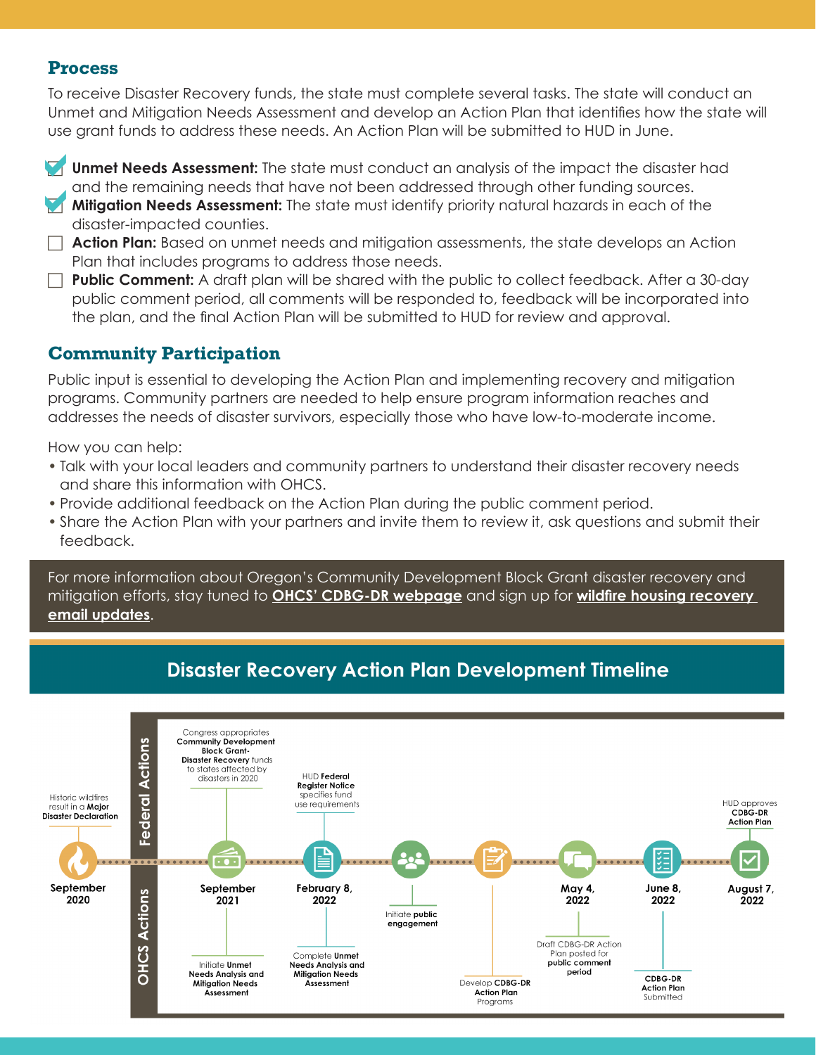## Process

To receive Disaster Recovery funds, the state must complete several tasks. The state will conduct an Unmet and Mitigation Needs Assessment and develop an Action Plan that identifies how the state will use grant funds to address these needs. An Action Plan will be submitted to HUD in June.

- [x] **Unmet Needs Assessment:** The state must conduct an analysis of the impact the disaster had and the remaining needs that have not been addressed through other funding sources.
- [x] **Mitigation Needs Assessment:** The state must identify priority natural hazards in each of the disaster-impacted counties.
- [ ] **Action Plan:** Based on unmet needs and mitigation assessments, the state develops an Action Plan that includes programs to address those needs.
- [ ] **Public Comment:** A draft plan will be shared with the public to collect feedback. After a 30-day public comment period, all comments will be responded to, feedback will be incorporated into the plan, and the final Action Plan will be submitted to HUD for review and approval.

## Community Participation

Public input is essential to developing the Action Plan and implementing recovery and mitigation programs. Community partners are needed to help ensure program information reaches and addresses the needs of disaster survivors, especially those who have low-to-moderate income.

How you can help:

- Talk with your local leaders and community partners to understand their disaster recovery needs and share this information with OHCS.
- Provide additional feedback on the Action Plan during the public comment period.
- Share the Action Plan with your partners and invite them to review it, ask questions and submit their feedback.

For more information about Oregon's Community Development Block Grant disaster recovery and mitigation efforts, stay tuned to **OHCS' CDBG-DR webpage** and sign up for **wildfire housing recovery email updates**.

## Disaster Recovery Action Plan Development Timeline

Federal Actions

OHCS Actions

Historic wildfires result in a **Major Disaster Declaration**

September 2020

Congress appropriates **Community Development Block Grant-Disaster Recovery** funds to states affected by disasters in 2020

September 2021

Initiate **Unmet Needs Analysis and Mitigation Needs Assessment**

HUD **Federal Register Notice** specifies fund use requirements

February 8, 2022

Complete **Unmet Needs Analysis and Mitigation Needs Assessment**

Initiate **public engagement**

Develop **CDBG-DR Action Plan** Programs

May 4, 2022

Draft CDBG-DR Action Plan posted for **public comment period**

June 8, 2022

**CDBG-DR Action Plan** Submitted

HUD approves **CDBG-DR Action Plan**

August 7, 2022